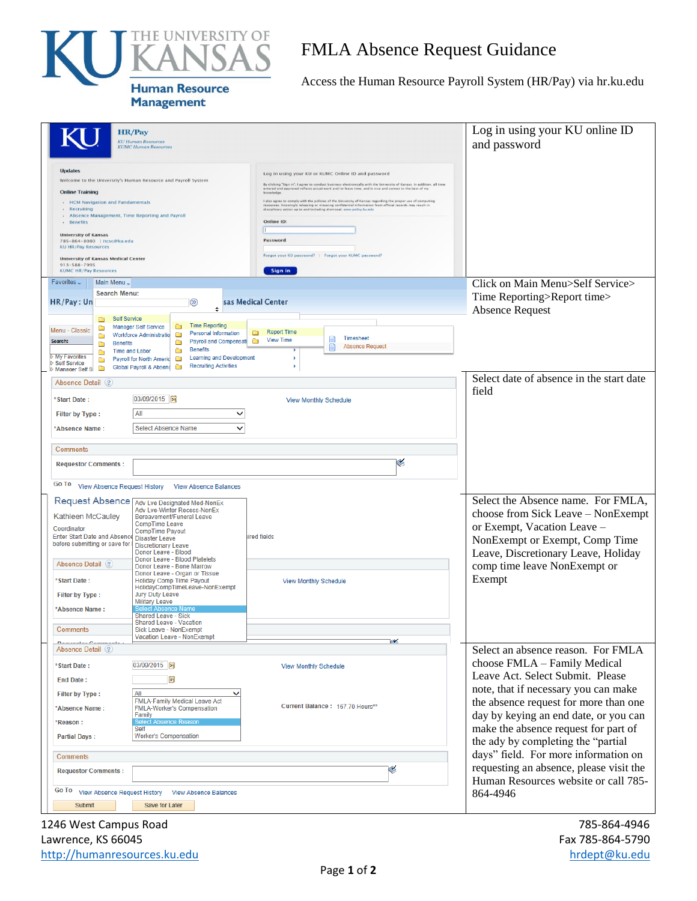# FMLA Absence Request Guidance

Access the Human Resource Payroll System (HR/Pay) via hr.ku.edu

| Step | Instructions |
| --- | --- |
| 1 | Log in using your KU online ID and password |
| 2 | Click on Main Menu>Self Service> Time Reporting>Report time> Absence Request |
| 3 | Select date of absence in the start date field |
| 4 | Select the Absence name. For FMLA, choose from Sick Leave – NonExempt or Exempt, Vacation Leave – NonExempt or Exempt, Comp Time Leave, Discretionary Leave, Holiday comp time leave NonExempt or Exempt |
| 5 | Select an absence reason. For FMLA choose FMLA – Family Medical Leave Act. Select Submit. Please note, that if necessary you can make the absence request for more than one day by keying an end date, or you can make the absence request for part of the ady by completing the "partial days" field. For more information on requesting an absence, please visit the Human Resources website or call 785-864-4946 |

1246 West Campus Road
Lawrence, KS 66045
http://humanresources.ku.edu

785-864-4946
Fax 785-864-5790
hrdept@ku.edu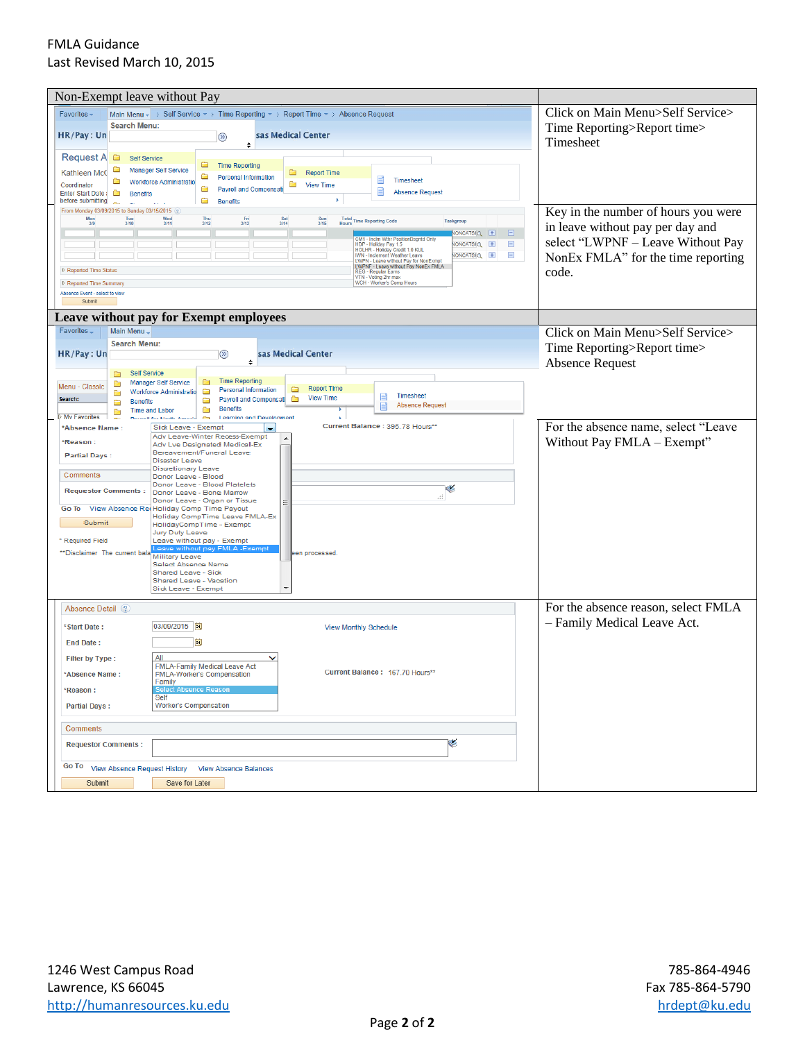FMLA Guidance
Last Revised March 10, 2015

| Non-Exempt leave without Pay | |
|---|---|
| | Click on Main Menu>Self Service> Time Reporting>Report time> Timesheet |
| | Key in the number of hours you were in leave without pay per day and select "LWPNF – Leave Without Pay NonEx FMLA" for the time reporting code. |
| **Leave without pay for Exempt employees** | |
| | Click on Main Menu>Self Service> Time Reporting>Report time> Absence Request |
| | For the absence name, select "Leave Without Pay FMLA – Exempt" |
| | For the absence reason, select FMLA – Family Medical Leave Act. |

1246 West Campus Road
Lawrence, KS 66045
http://humanresources.ku.edu

785-864-4946
Fax 785-864-5790
hrdept@ku.edu